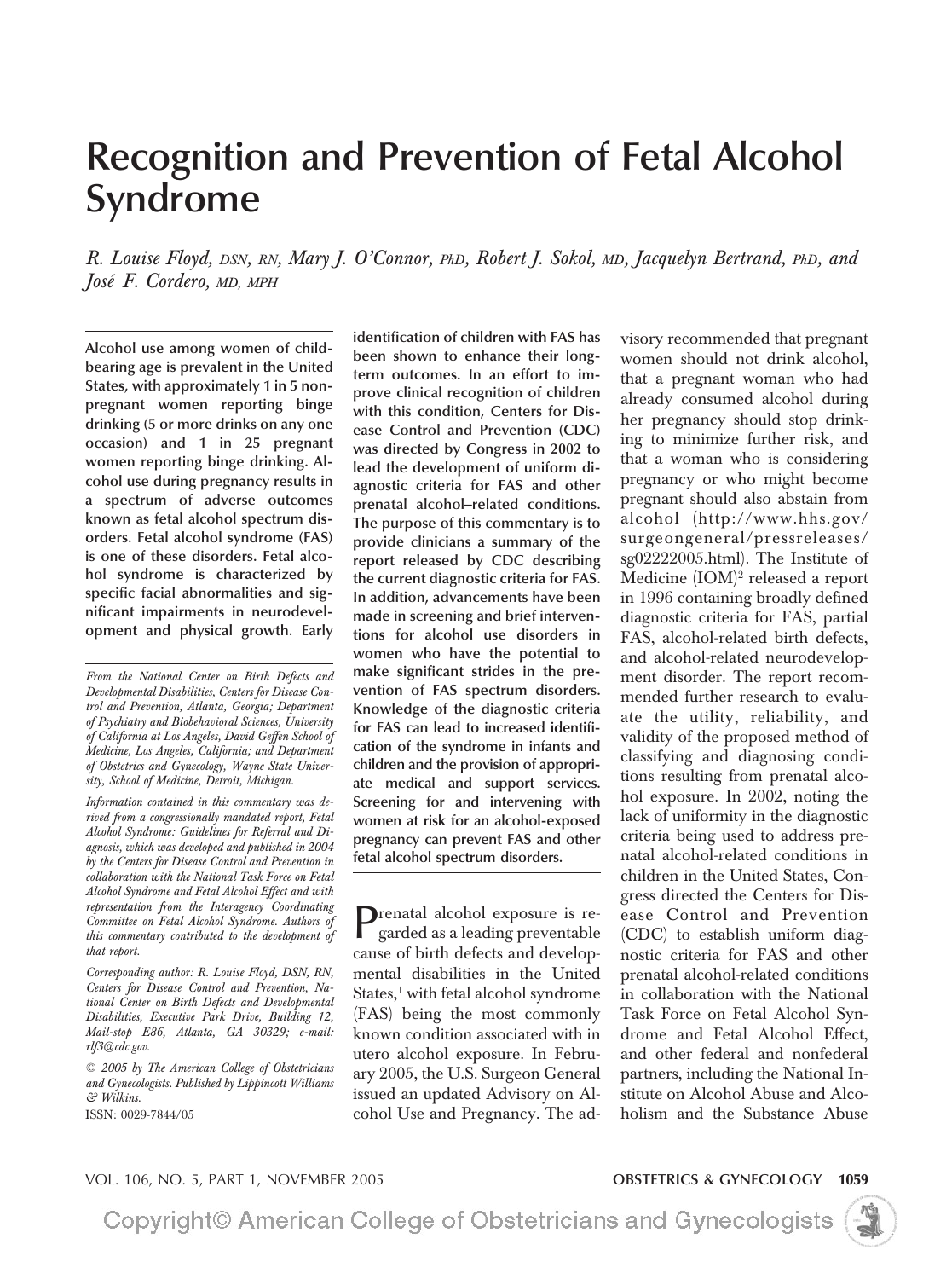# Recognition and Prevention of Fetal Alcohol Syndrome

*R. Louise Floyd, DSN, RN, Mary J. O'Connor, PhD, Robert J. Sokol, MD, Jacquelyn Bertrand, PhD, and José F. Cordero, MD, MPH*

**Alcohol use among women of childbearing age is prevalent in the United States, with approximately 1 in 5 nonpregnant women reporting binge drinking (5 or more drinks on any one occasion) and 1 in 25 pregnant women reporting binge drinking. Alcohol use during pregnancy results in a spectrum of adverse outcomes known as fetal alcohol spectrum disorders. Fetal alcohol syndrome (FAS) is one of these disorders. Fetal alcohol syndrome is characterized by specific facial abnormalities and significant impairments in neurodevelopment and physical growth. Early identification of children with FAS has been shown to enhance their long-term outcomes. In an effort to improve clinical recognition of children with this condition, Centers for Disease Control and Prevention (CDC) was directed by Congress in 2002 to lead the development of uniform diagnostic criteria for FAS and other prenatal alcohol–related conditions. The purpose of this commentary is to provide clinicians a summary of the report released by CDC describing the current diagnostic criteria for FAS. In addition, advancements have been made in screening and brief interventions for alcohol use disorders in women who have the potential to make significant strides in the prevention of FAS spectrum disorders. Knowledge of the diagnostic criteria for FAS can lead to increased identification of the syndrome in infants and children and the provision of appropriate medical and support services. Screening for and intervening with women at risk for an alcohol-exposed pregnancy can prevent FAS and other fetal alcohol spectrum disorders.**

*From the National Center on Birth Defects and Developmental Disabilities, Centers for Disease Control and Prevention, Atlanta, Georgia; Department of Psychiatry and Biobehavioral Sciences, University of California at Los Angeles, David Geffen School of Medicine, Los Angeles, California; and Department of Obstetrics and Gynecology, Wayne State University, School of Medicine, Detroit, Michigan.*

*Information contained in this commentary was derived from a congressionally mandated report, Fetal Alcohol Syndrome: Guidelines for Referral and Diagnosis, which was developed and published in 2004 by the Centers for Disease Control and Prevention in collaboration with the National Task Force on Fetal Alcohol Syndrome and Fetal Alcohol Effect and with representation from the Interagency Coordinating Committee on Fetal Alcohol Syndrome. Authors of this commentary contributed to the development of that report.*

*Corresponding author: R. Louise Floyd, DSN, RN, Centers for Disease Control and Prevention, National Center on Birth Defects and Developmental Disabilities, Executive Park Drive, Building 12, Mail-stop E86, Atlanta, GA 30329; e-mail: rlf3@cdc.gov.*

*© 2005 by The American College of Obstetricians and Gynecologists. Published by Lippincott Williams & Wilkins.*

ISSN: 0029-7844/05

Prenatal alcohol exposure is regarded as a leading preventable cause of birth defects and developmental disabilities in the United States,[1] with fetal alcohol syndrome (FAS) being the most commonly known condition associated with in utero alcohol exposure. In February 2005, the U.S. Surgeon General issued an updated Advisory on Alcohol Use and Pregnancy. The advisory recommended that pregnant women should not drink alcohol, that a pregnant woman who had already consumed alcohol during her pregnancy should stop drinking to minimize further risk, and that a woman who is considering pregnancy or who might become pregnant should also abstain from alcohol (http://www.hhs.gov/surgeongeneral/pressreleases/sg02222005.html). The Institute of Medicine (IOM)[2] released a report in 1996 containing broadly defined diagnostic criteria for FAS, partial FAS, alcohol-related birth defects, and alcohol-related neurodevelopment disorder. The report recommended further research to evaluate the utility, reliability, and validity of the proposed method of classifying and diagnosing conditions resulting from prenatal alcohol exposure. In 2002, noting the lack of uniformity in the diagnostic criteria being used to address prenatal alcohol-related conditions in children in the United States, Congress directed the Centers for Disease Control and Prevention (CDC) to establish uniform diagnostic criteria for FAS and other prenatal alcohol-related conditions in collaboration with the National Task Force on Fetal Alcohol Syndrome and Fetal Alcohol Effect, and other federal and nonfederal partners, including the National Institute on Alcohol Abuse and Alcoholism and the Substance Abuse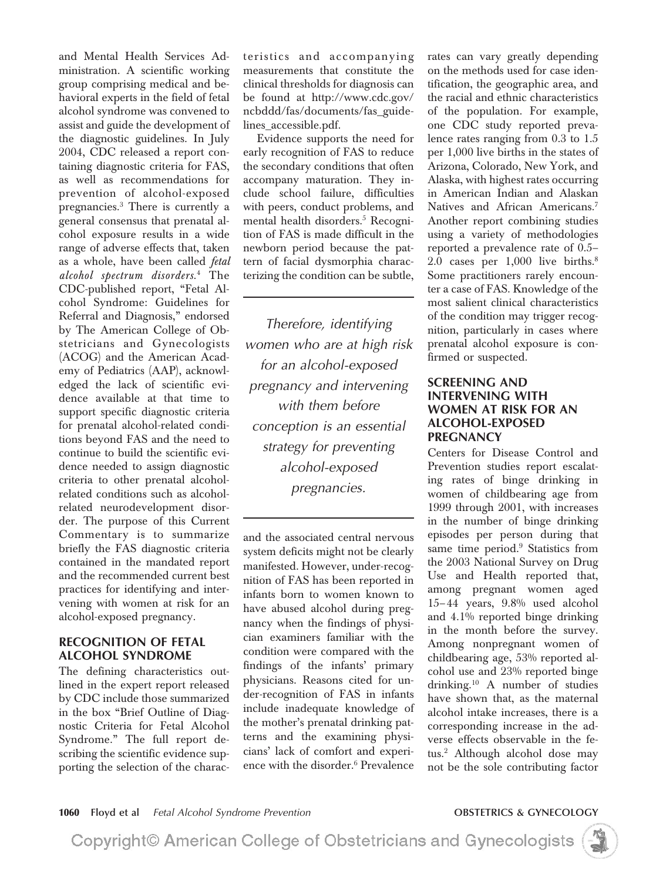and Mental Health Services Administration. A scientific working group comprising medical and behavioral experts in the field of fetal alcohol syndrome was convened to assist and guide the development of the diagnostic guidelines. In July 2004, CDC released a report containing diagnostic criteria for FAS, as well as recommendations for prevention of alcohol-exposed pregnancies.[3] There is currently a general consensus that prenatal alcohol exposure results in a wide range of adverse effects that, taken as a whole, have been called *fetal alcohol spectrum disorders*.[4] The CDC-published report, "Fetal Alcohol Syndrome: Guidelines for Referral and Diagnosis," endorsed by The American College of Obstetricians and Gynecologists (ACOG) and the American Academy of Pediatrics (AAP), acknowledged the lack of scientific evidence available at that time to support specific diagnostic criteria for prenatal alcohol-related conditions beyond FAS and the need to continue to build the scientific evidence needed to assign diagnostic criteria to other prenatal alcohol-related conditions such as alcohol-related neurodevelopment disorder. The purpose of this Current Commentary is to summarize briefly the FAS diagnostic criteria contained in the mandated report and the recommended current best practices for identifying and intervening with women at risk for an alcohol-exposed pregnancy.

## RECOGNITION OF FETAL ALCOHOL SYNDROME

The defining characteristics outlined in the expert report released by CDC include those summarized in the box "Brief Outline of Diagnostic Criteria for Fetal Alcohol Syndrome." The full report describing the scientific evidence supporting the selection of the characteristics and accompanying measurements that constitute the clinical thresholds for diagnosis can be found at http://www.cdc.gov/ncbddd/fas/documents/fas_guidelines_accessible.pdf.

Evidence supports the need for early recognition of FAS to reduce the secondary conditions that often accompany maturation. They include school failure, difficulties with peers, conduct problems, and mental health disorders.[5] Recognition of FAS is made difficult in the newborn period because the pattern of facial dysmorphia characterizing the condition can be subtle, and the associated central nervous system deficits might not be clearly manifested. However, under-recognition of FAS has been reported in infants born to women known to have abused alcohol during pregnancy when the findings of physician examiners familiar with the condition were compared with the findings of the infants' primary physicians. Reasons cited for under-recognition of FAS in infants include inadequate knowledge of the mother's prenatal drinking patterns and the examining physicians' lack of comfort and experience with the disorder.[6] Prevalence rates can vary greatly depending on the methods used for case identification, the geographic area, and the racial and ethnic characteristics of the population. For example, one CDC study reported prevalence rates ranging from 0.3 to 1.5 per 1,000 live births in the states of Arizona, Colorado, New York, and Alaska, with highest rates occurring in American Indian and Alaskan Natives and African Americans.[7] Another report combining studies using a variety of methodologies reported a prevalence rate of 0.5–2.0 cases per 1,000 live births.[8] Some practitioners rarely encounter a case of FAS. Knowledge of the most salient clinical characteristics of the condition may trigger recognition, particularly in cases where prenatal alcohol exposure is confirmed or suspected.

> *Therefore, identifying women who are at high risk for an alcohol-exposed pregnancy and intervening with them before conception is an essential strategy for preventing alcohol-exposed pregnancies.*

## SCREENING AND INTERVENING WITH WOMEN AT RISK FOR AN ALCOHOL-EXPOSED PREGNANCY

Centers for Disease Control and Prevention studies report escalating rates of binge drinking in women of childbearing age from 1999 through 2001, with increases in the number of binge drinking episodes per person during that same time period.[9] Statistics from the 2003 National Survey on Drug Use and Health reported that, among pregnant women aged 15–44 years, 9.8% used alcohol and 4.1% reported binge drinking in the month before the survey. Among nonpregnant women of childbearing age, 53% reported alcohol use and 23% reported binge drinking.[10] A number of studies have shown that, as the maternal alcohol intake increases, there is a corresponding increase in the adverse effects observable in the fetus.[2] Although alcohol dose may not be the sole contributing factor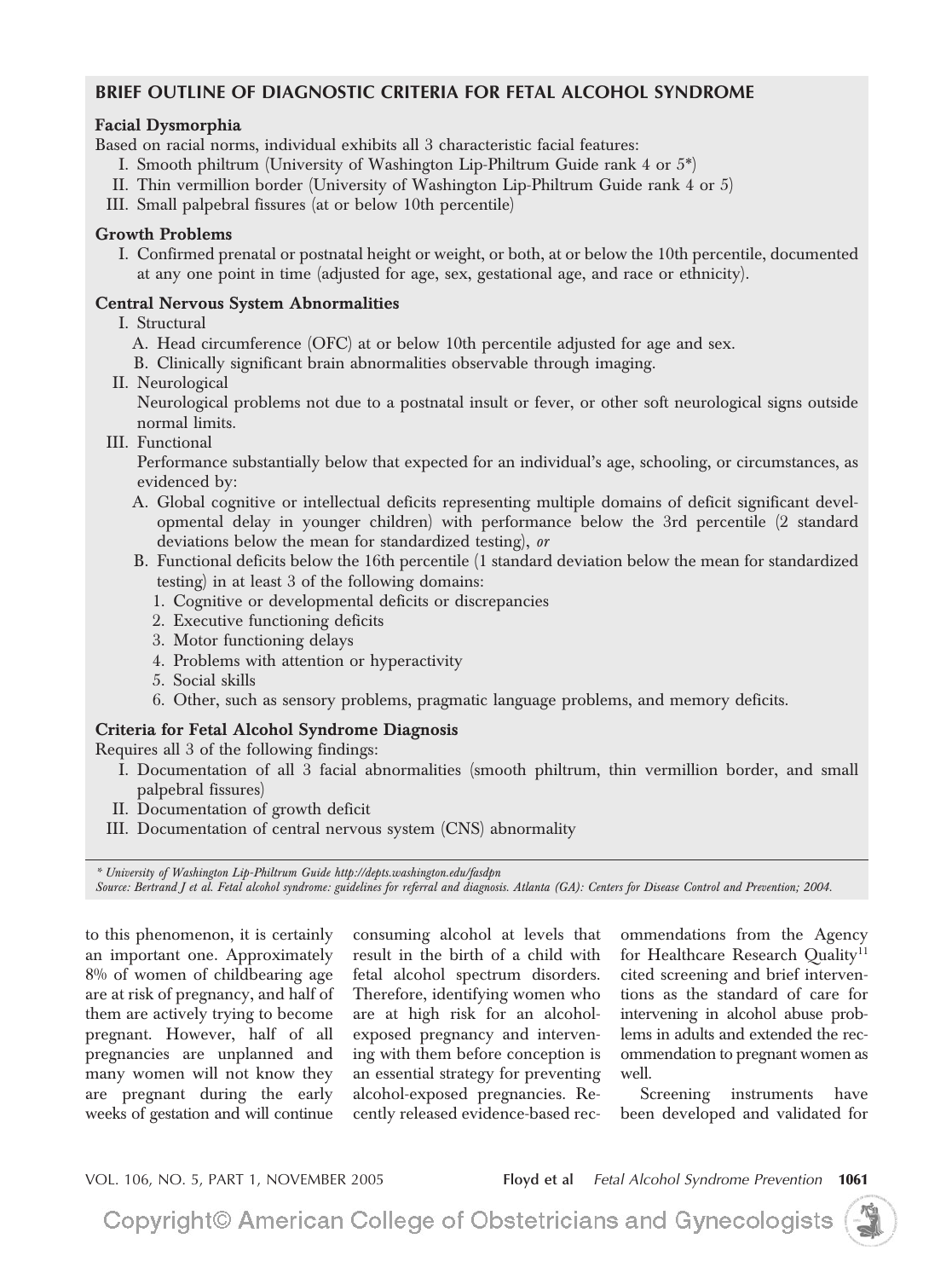## BRIEF OUTLINE OF DIAGNOSTIC CRITERIA FOR FETAL ALCOHOL SYNDROME

**Facial Dysmorphia**

Based on racial norms, individual exhibits all 3 characteristic facial features:

I. Smooth philtrum (University of Washington Lip-Philtrum Guide rank 4 or 5*)
II. Thin vermillion border (University of Washington Lip-Philtrum Guide rank 4 or 5)
III. Small palpebral fissures (at or below 10th percentile)

**Growth Problems**

I. Confirmed prenatal or postnatal height or weight, or both, at or below the 10th percentile, documented at any one point in time (adjusted for age, sex, gestational age, and race or ethnicity).

**Central Nervous System Abnormalities**

I. Structural
   A. Head circumference (OFC) at or below 10th percentile adjusted for age and sex.
   B. Clinically significant brain abnormalities observable through imaging.

II. Neurological
   Neurological problems not due to a postnatal insult or fever, or other soft neurological signs outside normal limits.

III. Functional
   Performance substantially below that expected for an individual's age, schooling, or circumstances, as evidenced by:
   A. Global cognitive or intellectual deficits representing multiple domains of deficit significant developmental delay in younger children) with performance below the 3rd percentile (2 standard deviations below the mean for standardized testing), *or*
   B. Functional deficits below the 16th percentile (1 standard deviation below the mean for standardized testing) in at least 3 of the following domains:
      1. Cognitive or developmental deficits or discrepancies
      2. Executive functioning deficits
      3. Motor functioning delays
      4. Problems with attention or hyperactivity
      5. Social skills
      6. Other, such as sensory problems, pragmatic language problems, and memory deficits.

**Criteria for Fetal Alcohol Syndrome Diagnosis**

Requires all 3 of the following findings:

I. Documentation of all 3 facial abnormalities (smooth philtrum, thin vermillion border, and small palpebral fissures)
II. Documentation of growth deficit
III. Documentation of central nervous system (CNS) abnormality

*\* University of Washington Lip-Philtrum Guide http://depts.washington.edu/fasdpn*
*Source: Bertrand J et al. Fetal alcohol syndrome: guidelines for referral and diagnosis. Atlanta (GA): Centers for Disease Control and Prevention; 2004.*

to this phenomenon, it is certainly an important one. Approximately 8% of women of childbearing age are at risk of pregnancy, and half of them are actively trying to become pregnant. However, half of all pregnancies are unplanned and many women will not know they are pregnant during the early weeks of gestation and will continue consuming alcohol at levels that result in the birth of a child with fetal alcohol spectrum disorders. Therefore, identifying women who are at high risk for an alcohol-exposed pregnancy and intervening with them before conception is an essential strategy for preventing alcohol-exposed pregnancies. Recently released evidence-based recommendations from the Agency for Healthcare Research Quality[11] cited screening and brief interventions as the standard of care for intervening in alcohol abuse problems in adults and extended the recommendation to pregnant women as well.

Screening instruments have been developed and validated for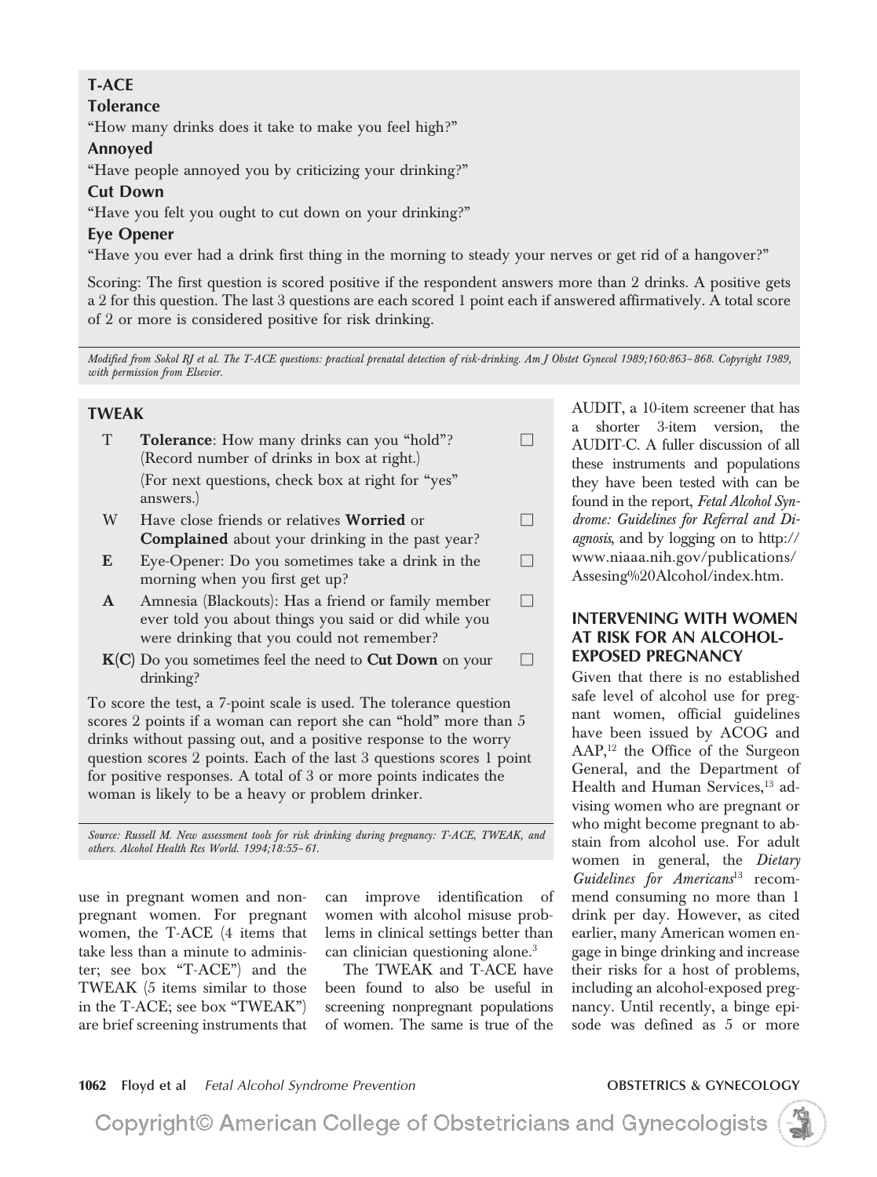**T-ACE**

**Tolerance**

"How many drinks does it take to make you feel high?"

**Annoyed**

"Have people annoyed you by criticizing your drinking?"

**Cut Down**

"Have you felt you ought to cut down on your drinking?"

**Eye Opener**

"Have you ever had a drink first thing in the morning to steady your nerves or get rid of a hangover?"

Scoring: The first question is scored positive if the respondent answers more than 2 drinks. A positive gets a 2 for this question. The last 3 questions are each scored 1 point each if answered affirmatively. A total score of 2 or more is considered positive for risk drinking.

*Modified from Sokol RJ et al. The T-ACE questions: practical prenatal detection of risk-drinking. Am J Obstet Gynecol 1989;160:863–868. Copyright 1989, with permission from Elsevier.*

**TWEAK**

| | | |
|---|---|---|
| T | **Tolerance**: How many drinks can you "hold"? (Record number of drinks in box at right.) | ☐ |
| | (For next questions, check box at right for "yes" answers.) | |
| W | Have close friends or relatives **Worried** or **Complained** about your drinking in the past year? | ☐ |
| **E** | Eye-Opener: Do you sometimes take a drink in the morning when you first get up? | ☐ |
| **A** | Amnesia (Blackouts): Has a friend or family member ever told you about things you said or did while you were drinking that you could not remember? | ☐ |
| **K(C)** | Do you sometimes feel the need to **Cut Down** on your drinking? | ☐ |

To score the test, a 7-point scale is used. The tolerance question scores 2 points if a woman can report she can "hold" more than 5 drinks without passing out, and a positive response to the worry question scores 2 points. Each of the last 3 questions scores 1 point for positive responses. A total of 3 or more points indicates the woman is likely to be a heavy or problem drinker.

*Source: Russell M. New assessment tools for risk drinking during pregnancy: T-ACE, TWEAK, and others. Alcohol Health Res World. 1994;18:55–61.*

use in pregnant women and nonpregnant women. For pregnant women, the T-ACE (4 items that take less than a minute to administer; see box "T-ACE") and the TWEAK (5 items similar to those in the T-ACE; see box "TWEAK") are brief screening instruments that can improve identification of women with alcohol misuse problems in clinical settings better than can clinician questioning alone.[3]

The TWEAK and T-ACE have been found to also be useful in screening nonpregnant populations of women. The same is true of the AUDIT, a 10-item screener that has a shorter 3-item version, the AUDIT-C. A fuller discussion of all these instruments and populations they have been tested with can be found in the report, *Fetal Alcohol Syndrome: Guidelines for Referral and Diagnosis*, and by logging on to http://www.niaaa.nih.gov/publications/Assesing%20Alcohol/index.htm.

## INTERVENING WITH WOMEN AT RISK FOR AN ALCOHOL-EXPOSED PREGNANCY

Given that there is no established safe level of alcohol use for pregnant women, official guidelines have been issued by ACOG and AAP,[12] the Office of the Surgeon General, and the Department of Health and Human Services,[13] advising women who are pregnant or who might become pregnant to abstain from alcohol use. For adult women in general, the *Dietary Guidelines for Americans*[13] recommend consuming no more than 1 drink per day. However, as cited earlier, many American women engage in binge drinking and increase their risks for a host of problems, including an alcohol-exposed pregnancy. Until recently, a binge episode was defined as 5 or more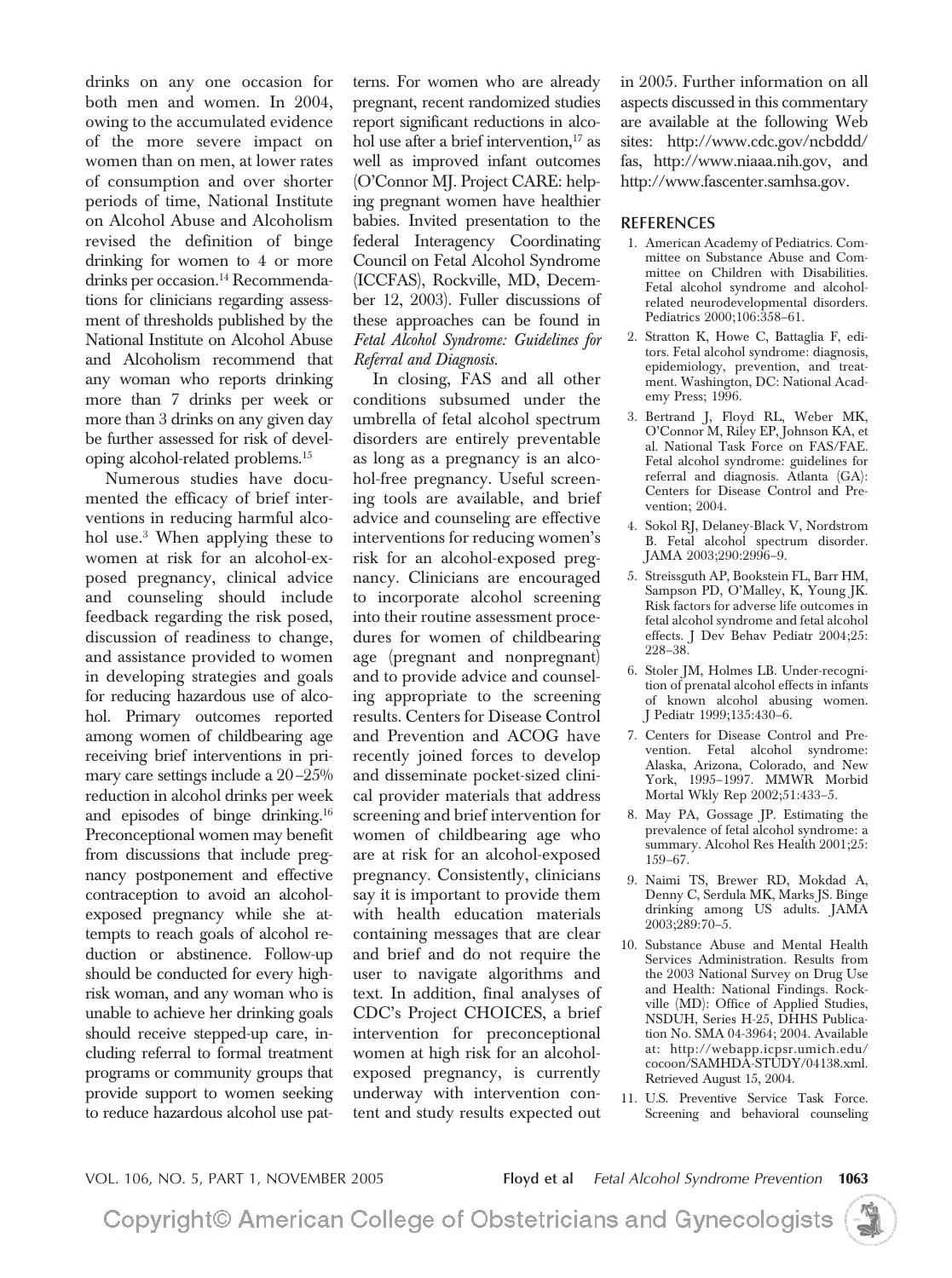drinks on any one occasion for both men and women. In 2004, owing to the accumulated evidence of the more severe impact on women than on men, at lower rates of consumption and over shorter periods of time, National Institute on Alcohol Abuse and Alcoholism revised the definition of binge drinking for women to 4 or more drinks per occasion.[14] Recommendations for clinicians regarding assessment of thresholds published by the National Institute on Alcohol Abuse and Alcoholism recommend that any woman who reports drinking more than 7 drinks per week or more than 3 drinks on any given day be further assessed for risk of developing alcohol-related problems.[15]

Numerous studies have documented the efficacy of brief interventions in reducing harmful alcohol use.[3] When applying these to women at risk for an alcohol-exposed pregnancy, clinical advice and counseling should include feedback regarding the risk posed, discussion of readiness to change, and assistance provided to women in developing strategies and goals for reducing hazardous use of alcohol. Primary outcomes reported among women of childbearing age receiving brief interventions in primary care settings include a 20–25% reduction in alcohol drinks per week and episodes of binge drinking.[16] Preconceptional women may benefit from discussions that include pregnancy postponement and effective contraception to avoid an alcohol-exposed pregnancy while she attempts to reach goals of alcohol reduction or abstinence. Follow-up should be conducted for every high-risk woman, and any woman who is unable to achieve her drinking goals should receive stepped-up care, including referral to formal treatment programs or community groups that provide support to women seeking to reduce hazardous alcohol use patterns. For women who are already pregnant, recent randomized studies report significant reductions in alcohol use after a brief intervention,[17] as well as improved infant outcomes (O'Connor MJ. Project CARE: helping pregnant women have healthier babies. Invited presentation to the federal Interagency Coordinating Council on Fetal Alcohol Syndrome (ICCFAS), Rockville, MD, December 12, 2003). Fuller discussions of these approaches can be found in *Fetal Alcohol Syndrome: Guidelines for Referral and Diagnosis.*

In closing, FAS and all other conditions subsumed under the umbrella of fetal alcohol spectrum disorders are entirely preventable as long as a pregnancy is an alcohol-free pregnancy. Useful screening tools are available, and brief advice and counseling are effective interventions for reducing women's risk for an alcohol-exposed pregnancy. Clinicians are encouraged to incorporate alcohol screening into their routine assessment procedures for women of childbearing age (pregnant and nonpregnant) and to provide advice and counseling appropriate to the screening results. Centers for Disease Control and Prevention and ACOG have recently joined forces to develop and disseminate pocket-sized clinical provider materials that address screening and brief intervention for women of childbearing age who are at risk for an alcohol-exposed pregnancy. Consistently, clinicians say it is important to provide them with health education materials containing messages that are clear and brief and do not require the user to navigate algorithms and text. In addition, final analyses of CDC's Project CHOICES, a brief intervention for preconceptional women at high risk for an alcohol-exposed pregnancy, is currently underway with intervention content and study results expected out in 2005. Further information on all aspects discussed in this commentary are available at the following Web sites: http://www.cdc.gov/ncbddd/fas, http://www.niaaa.nih.gov, and http://www.fascenter.samhsa.gov.

## REFERENCES

1. American Academy of Pediatrics. Committee on Substance Abuse and Committee on Children with Disabilities. Fetal alcohol syndrome and alcohol-related neurodevelopmental disorders. Pediatrics 2000;106:358–61.
2. Stratton K, Howe C, Battaglia F, editors. Fetal alcohol syndrome: diagnosis, epidemiology, prevention, and treatment. Washington, DC: National Academy Press; 1996.
3. Bertrand J, Floyd RL, Weber MK, O'Connor M, Riley EP, Johnson KA, et al. National Task Force on FAS/FAE. Fetal alcohol syndrome: guidelines for referral and diagnosis. Atlanta (GA): Centers for Disease Control and Prevention; 2004.
4. Sokol RJ, Delaney-Black V, Nordstrom B. Fetal alcohol spectrum disorder. JAMA 2003;290:2996–9.
5. Streissguth AP, Bookstein FL, Barr HM, Sampson PD, O'Malley, K, Young JK. Risk factors for adverse life outcomes in fetal alcohol syndrome and fetal alcohol effects. J Dev Behav Pediatr 2004;25: 228–38.
6. Stoler JM, Holmes LB. Under-recognition of prenatal alcohol effects in infants of known alcohol abusing women. J Pediatr 1999;135:430–6.
7. Centers for Disease Control and Prevention. Fetal alcohol syndrome: Alaska, Arizona, Colorado, and New York, 1995–1997. MMWR Morbid Mortal Wkly Rep 2002;51:433–5.
8. May PA, Gossage JP. Estimating the prevalence of fetal alcohol syndrome: a summary. Alcohol Res Health 2001;25: 159–67.
9. Naimi TS, Brewer RD, Mokdad A, Denny C, Serdula MK, Marks JS. Binge drinking among US adults. JAMA 2003;289:70–5.
10. Substance Abuse and Mental Health Services Administration. Results from the 2003 National Survey on Drug Use and Health: National Findings. Rockville (MD): Office of Applied Studies, NSDUH, Series H-25, DHHS Publication No. SMA 04-3964; 2004. Available at: http://webapp.icpsr.umich.edu/cocoon/SAMHDA-STUDY/04138.xml. Retrieved August 15, 2004.
11. U.S. Preventive Service Task Force. Screening and behavioral counseling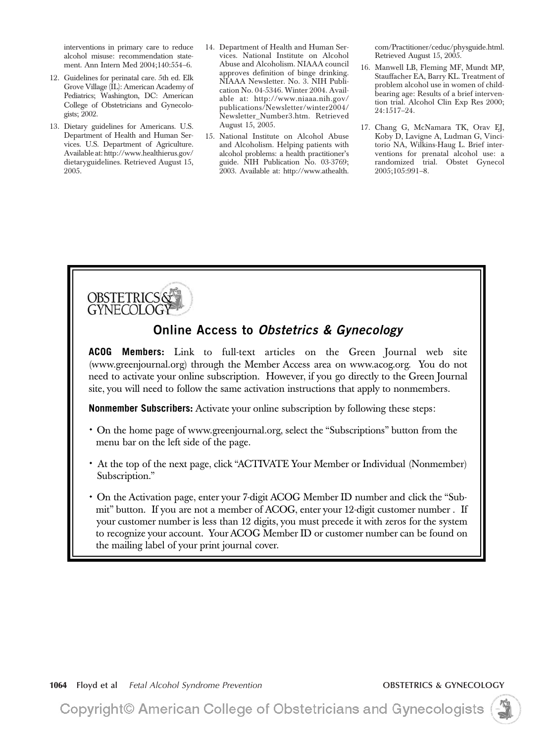interventions in primary care to reduce alcohol misuse: recommendation statement. Ann Intern Med 2004;140:554–6.

12. Guidelines for perinatal care. 5th ed. Elk Grove Village (IL): American Academy of Pediatrics; Washington, DC: American College of Obstetricians and Gynecologists; 2002.
13. Dietary guidelines for Americans. U.S. Department of Health and Human Services. U.S. Department of Agriculture. Available at: http://www.healthierus.gov/dietaryguidelines. Retrieved August 15, 2005.
14. Department of Health and Human Services. National Institute on Alcohol Abuse and Alcoholism. NIAAA council approves definition of binge drinking. NIAAA Newsletter. No. 3. NIH Publication No. 04-5346. Winter 2004. Available at: http://www.niaaa.nih.gov/publications/Newsletter/winter2004/Newsletter_Number3.htm. Retrieved August 15, 2005.
15. National Institute on Alcohol Abuse and Alcoholism. Helping patients with alcohol problems: a health practitioner's guide. NIH Publication No. 03-3769; 2003. Available at: http://www.athealth.com/Practitioner/ceduc/physguide.html. Retrieved August 15, 2005.
16. Manwell LB, Fleming MF, Mundt MP, Stauffacher EA, Barry KL. Treatment of problem alcohol use in women of childbearing age: Results of a brief intervention trial. Alcohol Clin Exp Res 2000; 24:1517–24.
17. Chang G, McNamara TK, Orav EJ, Koby D, Lavigne A, Ludman G, Vincitorio NA, Wilkins-Haug L. Brief interventions for prenatal alcohol use: a randomized trial. Obstet Gynecol 2005;105:991–8.

OBSTETRICS & GYNECOLOGY

## Online Access to *Obstetrics & Gynecology*

**ACOG Members:** Link to full-text articles on the Green Journal web site (www.greenjournal.org) through the Member Access area on www.acog.org. You do not need to activate your online subscription. However, if you go directly to the Green Journal site, you will need to follow the same activation instructions that apply to nonmembers.

**Nonmember Subscribers:** Activate your online subscription by following these steps:

- On the home page of www.greenjournal.org, select the "Subscriptions" button from the menu bar on the left side of the page.
- At the top of the next page, click "ACTIVATE Your Member or Individual (Nonmember) Subscription."
- On the Activation page, enter your 7-digit ACOG Member ID number and click the "Submit" button. If you are not a member of ACOG, enter your 12-digit customer number . If your customer number is less than 12 digits, you must precede it with zeros for the system to recognize your account. Your ACOG Member ID or customer number can be found on the mailing label of your print journal cover.